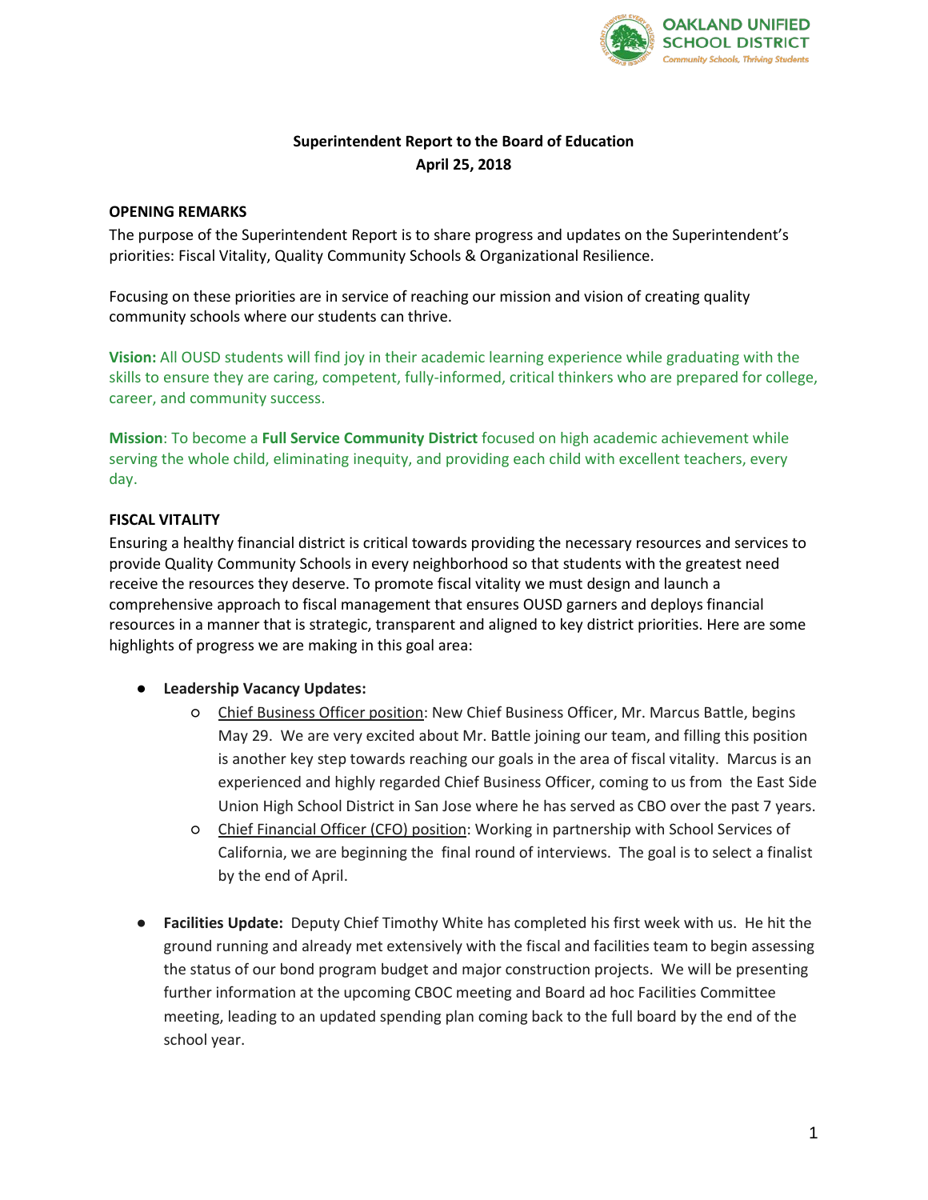**Superintendent Report to the Board of Education**
**April 25, 2018**

## OPENING REMARKS

The purpose of the Superintendent Report is to share progress and updates on the Superintendent's priorities: Fiscal Vitality, Quality Community Schools & Organizational Resilience.

Focusing on these priorities are in service of reaching our mission and vision of creating quality community schools where our students can thrive.

**Vision:** All OUSD students will find joy in their academic learning experience while graduating with the skills to ensure they are caring, competent, fully-informed, critical thinkers who are prepared for college, career, and community success.

**Mission**: To become a **Full Service Community District** focused on high academic achievement while serving the whole child, eliminating inequity, and providing each child with excellent teachers, every day.

## FISCAL VITALITY

Ensuring a healthy financial district is critical towards providing the necessary resources and services to provide Quality Community Schools in every neighborhood so that students with the greatest need receive the resources they deserve. To promote fiscal vitality we must design and launch a comprehensive approach to fiscal management that ensures OUSD garners and deploys financial resources in a manner that is strategic, transparent and aligned to key district priorities. Here are some highlights of progress we are making in this goal area:

- **Leadership Vacancy Updates:**
  - Chief Business Officer position: New Chief Business Officer, Mr. Marcus Battle, begins May 29. We are very excited about Mr. Battle joining our team, and filling this position is another key step towards reaching our goals in the area of fiscal vitality. Marcus is an experienced and highly regarded Chief Business Officer, coming to us from the East Side Union High School District in San Jose where he has served as CBO over the past 7 years.
  - Chief Financial Officer (CFO) position: Working in partnership with School Services of California, we are beginning the final round of interviews. The goal is to select a finalist by the end of April.

- **Facilities Update:** Deputy Chief Timothy White has completed his first week with us. He hit the ground running and already met extensively with the fiscal and facilities team to begin assessing the status of our bond program budget and major construction projects. We will be presenting further information at the upcoming CBOC meeting and Board ad hoc Facilities Committee meeting, leading to an updated spending plan coming back to the full board by the end of the school year.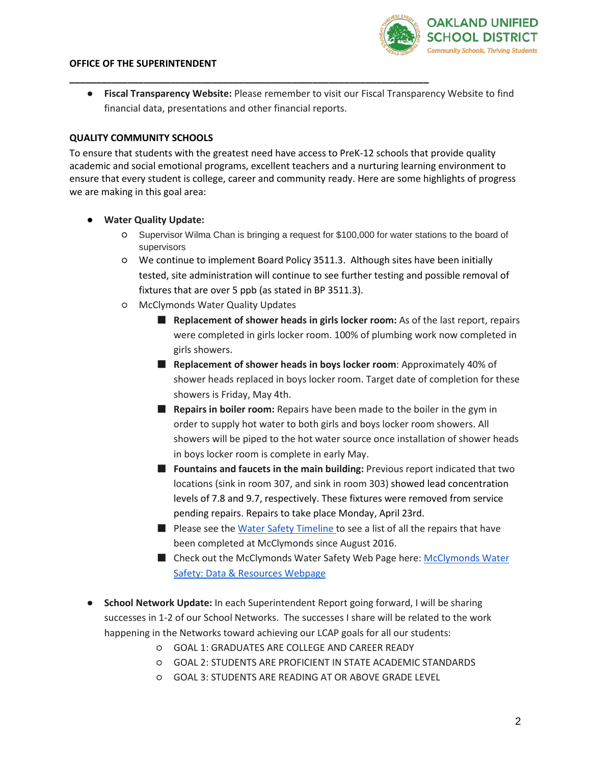- **Fiscal Transparency Website:** Please remember to visit our Fiscal Transparency Website to find financial data, presentations and other financial reports.

## QUALITY COMMUNITY SCHOOLS

To ensure that students with the greatest need have access to PreK-12 schools that provide quality academic and social emotional programs, excellent teachers and a nurturing learning environment to ensure that every student is college, career and community ready. Here are some highlights of progress we are making in this goal area:

- **Water Quality Update:**
  - Supervisor Wilma Chan is bringing a request for $100,000 for water stations to the board of supervisors
  - We continue to implement Board Policy 3511.3. Although sites have been initially tested, site administration will continue to see further testing and possible removal of fixtures that are over 5 ppb (as stated in BP 3511.3).
  - McClymonds Water Quality Updates
    - **Replacement of shower heads in girls locker room:** As of the last report, repairs were completed in girls locker room. 100% of plumbing work now completed in girls showers.
    - **Replacement of shower heads in boys locker room**: Approximately 40% of shower heads replaced in boys locker room. Target date of completion for these showers is Friday, May 4th.
    - **Repairs in boiler room:** Repairs have been made to the boiler in the gym in order to supply hot water to both girls and boys locker room showers. All showers will be piped to the hot water source once installation of shower heads in boys locker room is complete in early May.
    - **Fountains and faucets in the main building:** Previous report indicated that two locations (sink in room 307, and sink in room 303) showed lead concentration levels of 7.8 and 9.7, respectively. These fixtures were removed from service pending repairs. Repairs to take place Monday, April 23rd.
    - Please see the Water Safety Timeline to see a list of all the repairs that have been completed at McClymonds since August 2016.
    - Check out the McClymonds Water Safety Web Page here: McClymonds Water Safety: Data & Resources Webpage

- **School Network Update:** In each Superintendent Report going forward, I will be sharing successes in 1-2 of our School Networks. The successes I share will be related to the work happening in the Networks toward achieving our LCAP goals for all our students:
  - GOAL 1: GRADUATES ARE COLLEGE AND CAREER READY
  - GOAL 2: STUDENTS ARE PROFICIENT IN STATE ACADEMIC STANDARDS
  - GOAL 3: STUDENTS ARE READING AT OR ABOVE GRADE LEVEL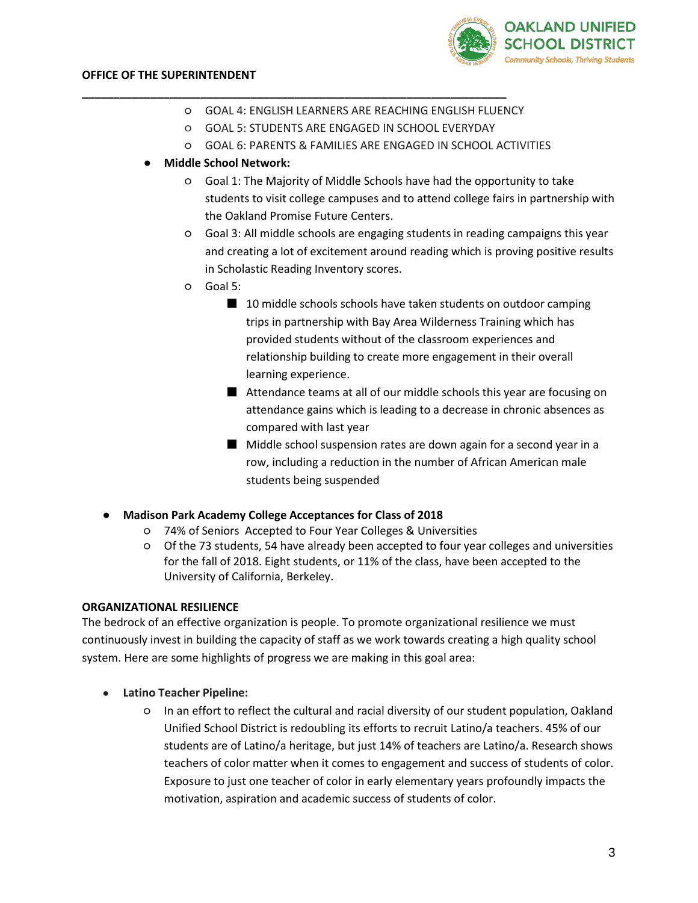- GOAL 4: ENGLISH LEARNERS ARE REACHING ENGLISH FLUENCY
    - GOAL 5: STUDENTS ARE ENGAGED IN SCHOOL EVERYDAY
    - GOAL 6: PARENTS & FAMILIES ARE ENGAGED IN SCHOOL ACTIVITIES
  - **Middle School Network:**
    - Goal 1: The Majority of Middle Schools have had the opportunity to take students to visit college campuses and to attend college fairs in partnership with the Oakland Promise Future Centers.
    - Goal 3: All middle schools are engaging students in reading campaigns this year and creating a lot of excitement around reading which is proving positive results in Scholastic Reading Inventory scores.
    - Goal 5:
      - 10 middle schools schools have taken students on outdoor camping trips in partnership with Bay Area Wilderness Training which has provided students without of the classroom experiences and relationship building to create more engagement in their overall learning experience.
      - Attendance teams at all of our middle schools this year are focusing on attendance gains which is leading to a decrease in chronic absences as compared with last year
      - Middle school suspension rates are down again for a second year in a row, including a reduction in the number of African American male students being suspended

- **Madison Park Academy College Acceptances for Class of 2018**
  - 74% of Seniors Accepted to Four Year Colleges & Universities
  - Of the 73 students, 54 have already been accepted to four year colleges and universities for the fall of 2018. Eight students, or 11% of the class, have been accepted to the University of California, Berkeley.

**ORGANIZATIONAL RESILIENCE**

The bedrock of an effective organization is people. To promote organizational resilience we must continuously invest in building the capacity of staff as we work towards creating a high quality school system. Here are some highlights of progress we are making in this goal area:

- **Latino Teacher Pipeline:**
  - In an effort to reflect the cultural and racial diversity of our student population, Oakland Unified School District is redoubling its efforts to recruit Latino/a teachers. 45% of our students are of Latino/a heritage, but just 14% of teachers are Latino/a. Research shows teachers of color matter when it comes to engagement and success of students of color. Exposure to just one teacher of color in early elementary years profoundly impacts the motivation, aspiration and academic success of students of color.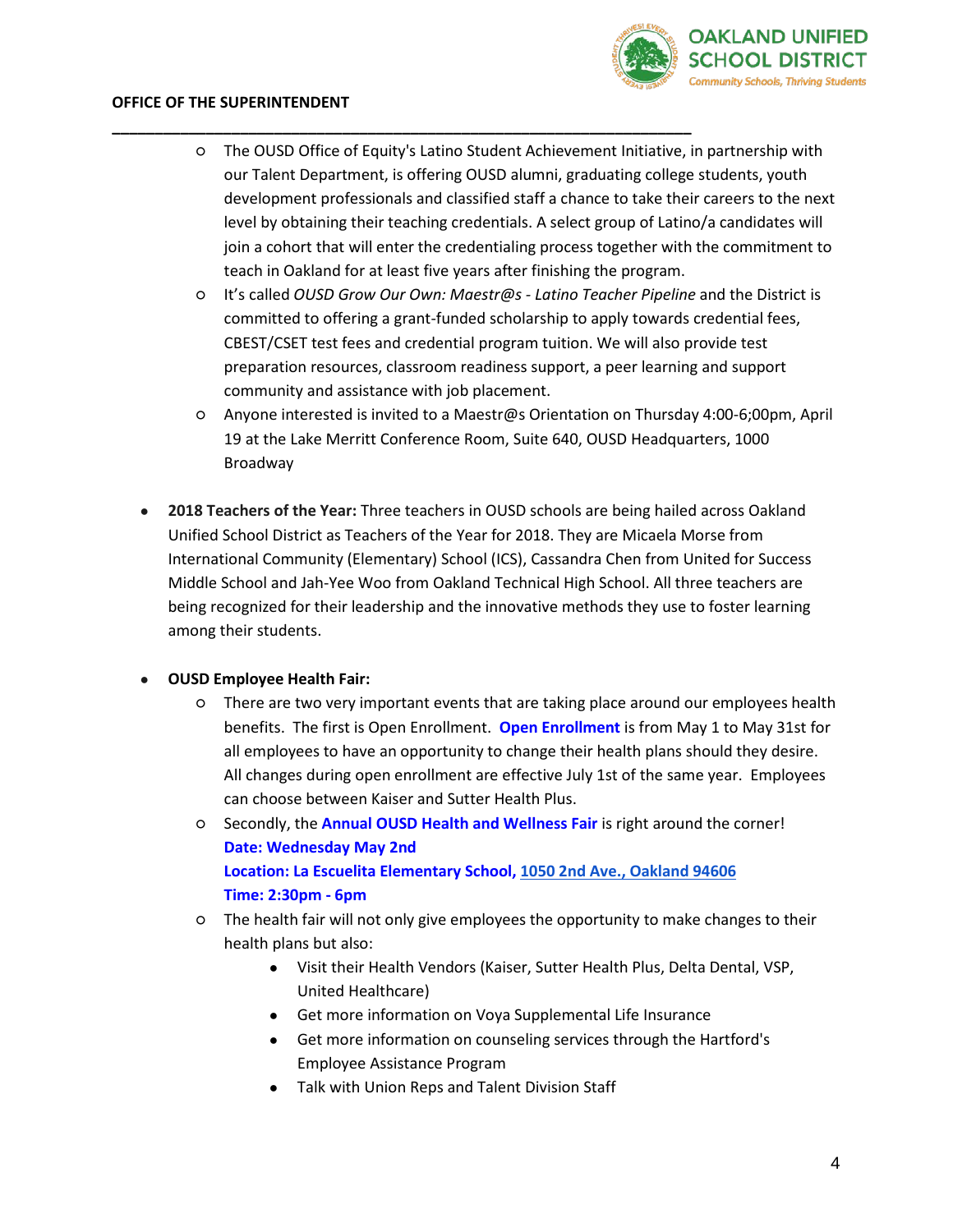- The OUSD Office of Equity's Latino Student Achievement Initiative, in partnership with our Talent Department, is offering OUSD alumni, graduating college students, youth development professionals and classified staff a chance to take their careers to the next level by obtaining their teaching credentials. A select group of Latino/a candidates will join a cohort that will enter the credentialing process together with the commitment to teach in Oakland for at least five years after finishing the program.
    - It's called *OUSD Grow Our Own: Maestr@s - Latino Teacher Pipeline* and the District is committed to offering a grant-funded scholarship to apply towards credential fees, CBEST/CSET test fees and credential program tuition. We will also provide test preparation resources, classroom readiness support, a peer learning and support community and assistance with job placement.
    - Anyone interested is invited to a Maestr@s Orientation on Thursday 4:00-6;00pm, April 19 at the Lake Merritt Conference Room, Suite 640, OUSD Headquarters, 1000 Broadway

- **2018 Teachers of the Year:** Three teachers in OUSD schools are being hailed across Oakland Unified School District as Teachers of the Year for 2018. They are Micaela Morse from International Community (Elementary) School (ICS), Cassandra Chen from United for Success Middle School and Jah-Yee Woo from Oakland Technical High School. All three teachers are being recognized for their leadership and the innovative methods they use to foster learning among their students.

- **OUSD Employee Health Fair:**
    - There are two very important events that are taking place around our employees health benefits. The first is Open Enrollment. **Open Enrollment** is from May 1 to May 31st for all employees to have an opportunity to change their health plans should they desire. All changes during open enrollment are effective July 1st of the same year. Employees can choose between Kaiser and Sutter Health Plus.
    - Secondly, the **Annual OUSD Health and Wellness Fair** is right around the corner!
      **Date: Wednesday May 2nd**
      **Location: La Escuelita Elementary School, 1050 2nd Ave., Oakland 94606**
      **Time: 2:30pm - 6pm**
    - The health fair will not only give employees the opportunity to make changes to their health plans but also:
        - Visit their Health Vendors (Kaiser, Sutter Health Plus, Delta Dental, VSP, United Healthcare)
        - Get more information on Voya Supplemental Life Insurance
        - Get more information on counseling services through the Hartford's Employee Assistance Program
        - Talk with Union Reps and Talent Division Staff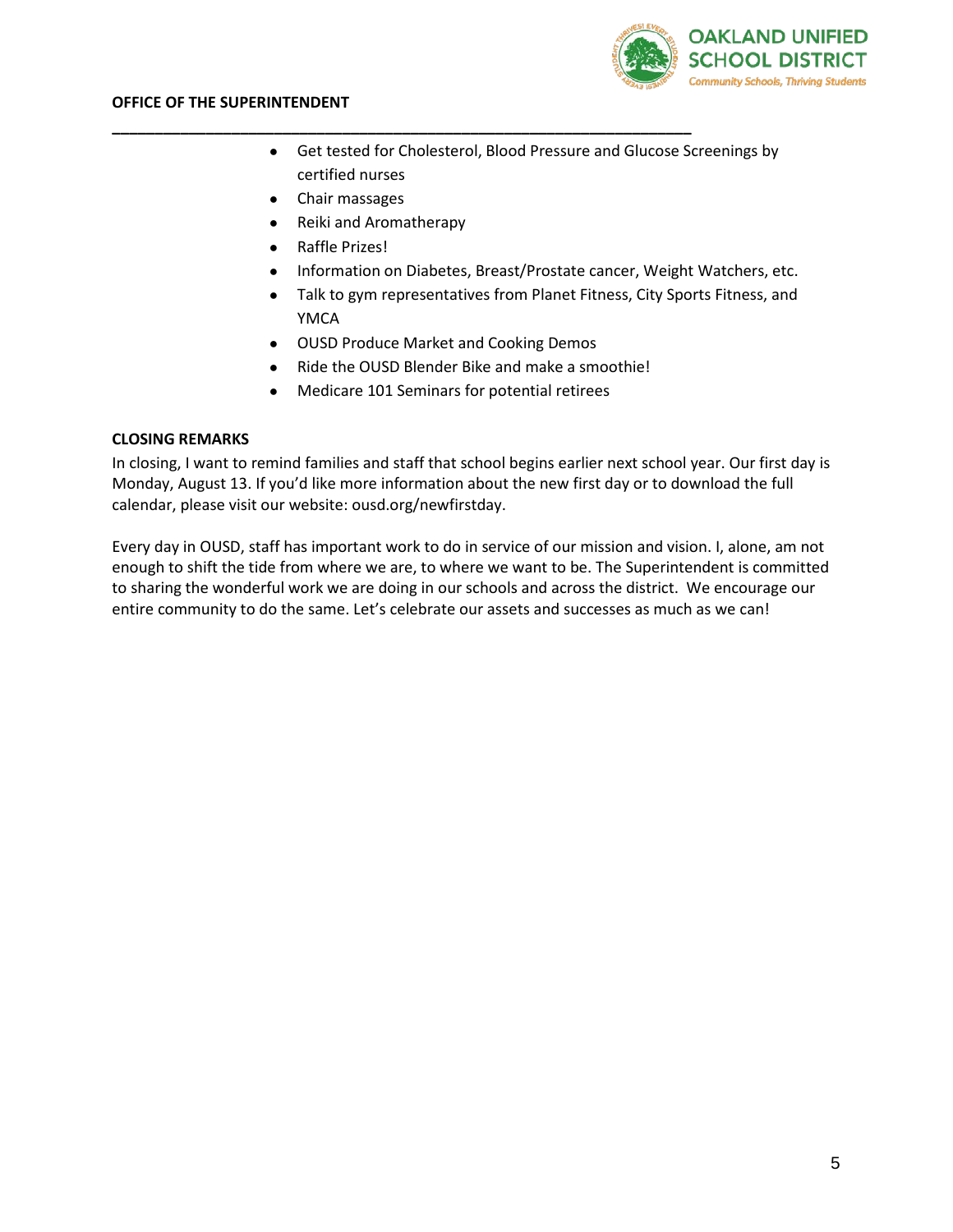- Get tested for Cholesterol, Blood Pressure and Glucose Screenings by certified nurses
- Chair massages
- Reiki and Aromatherapy
- Raffle Prizes!
- Information on Diabetes, Breast/Prostate cancer, Weight Watchers, etc.
- Talk to gym representatives from Planet Fitness, City Sports Fitness, and YMCA
- OUSD Produce Market and Cooking Demos
- Ride the OUSD Blender Bike and make a smoothie!
- Medicare 101 Seminars for potential retirees

**CLOSING REMARKS**

In closing, I want to remind families and staff that school begins earlier next school year. Our first day is Monday, August 13. If you'd like more information about the new first day or to download the full calendar, please visit our website: ousd.org/newfirstday.

Every day in OUSD, staff has important work to do in service of our mission and vision. I, alone, am not enough to shift the tide from where we are, to where we want to be. The Superintendent is committed to sharing the wonderful work we are doing in our schools and across the district. We encourage our entire community to do the same. Let's celebrate our assets and successes as much as we can!